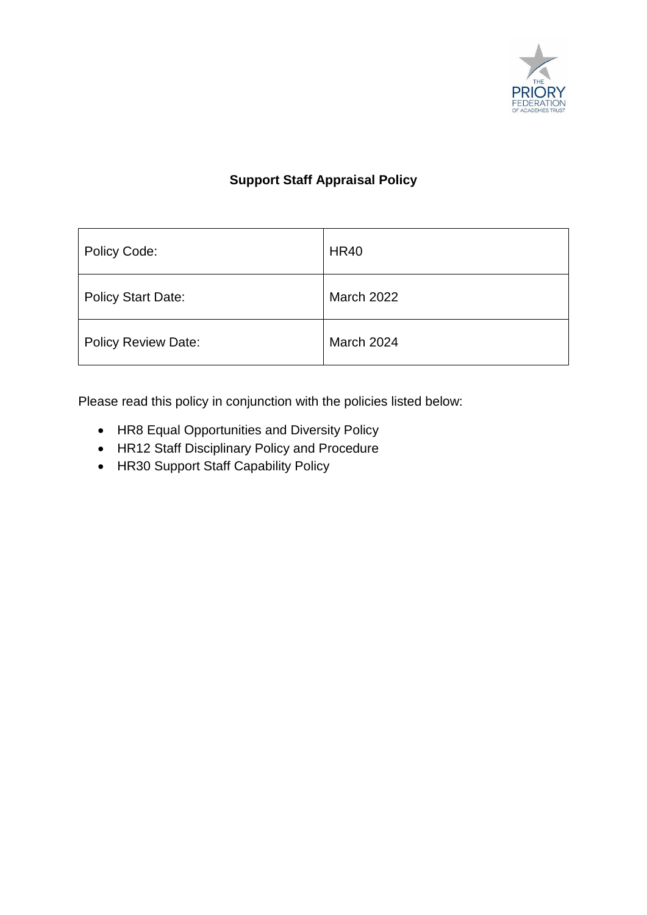# Support Staff Appraisal Policy

| Policy Code: | HR40 |
| --- | --- |
| Policy Start Date: | March 2022 |
| Policy Review Date: | March 2024 |

Please read this policy in conjunction with the policies listed below:

- HR8 Equal Opportunities and Diversity Policy
- HR12 Staff Disciplinary Policy and Procedure
- HR30 Support Staff Capability Policy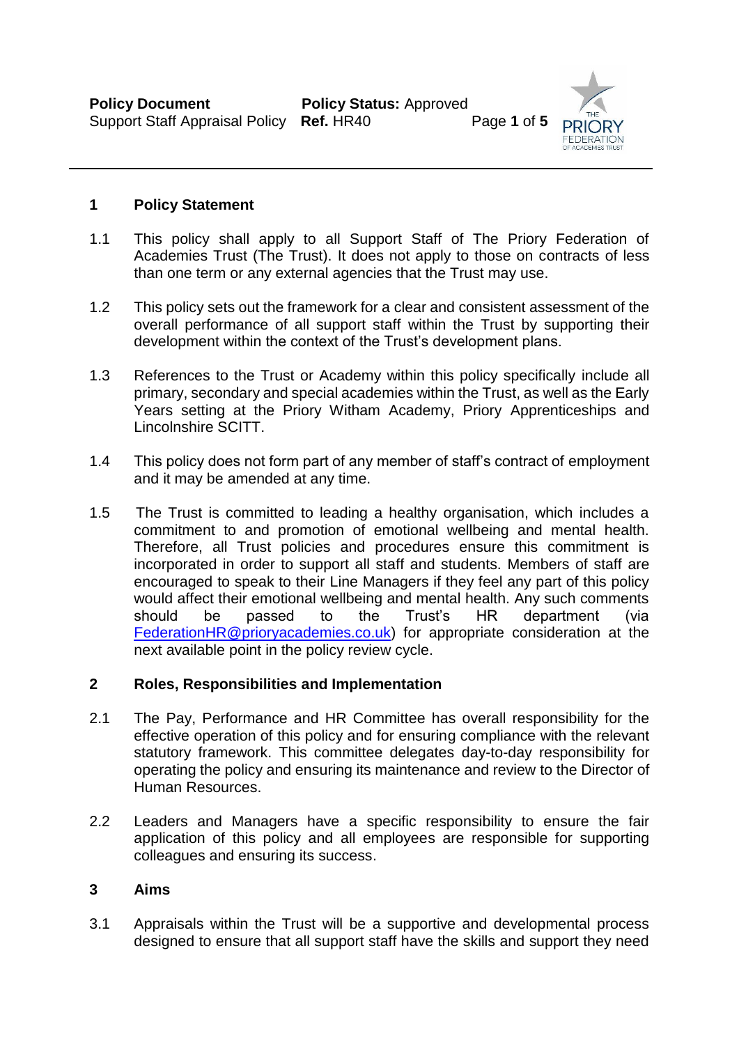## 1 Policy Statement

1.1 This policy shall apply to all Support Staff of The Priory Federation of Academies Trust (The Trust). It does not apply to those on contracts of less than one term or any external agencies that the Trust may use.

1.2 This policy sets out the framework for a clear and consistent assessment of the overall performance of all support staff within the Trust by supporting their development within the context of the Trust's development plans.

1.3 References to the Trust or Academy within this policy specifically include all primary, secondary and special academies within the Trust, as well as the Early Years setting at the Priory Witham Academy, Priory Apprenticeships and Lincolnshire SCITT.

1.4 This policy does not form part of any member of staff's contract of employment and it may be amended at any time.

1.5 The Trust is committed to leading a healthy organisation, which includes a commitment to and promotion of emotional wellbeing and mental health. Therefore, all Trust policies and procedures ensure this commitment is incorporated in order to support all staff and students. Members of staff are encouraged to speak to their Line Managers if they feel any part of this policy would affect their emotional wellbeing and mental health. Any such comments should be passed to the Trust's HR department (via FederationHR@prioryacademies.co.uk) for appropriate consideration at the next available point in the policy review cycle.

## 2 Roles, Responsibilities and Implementation

2.1 The Pay, Performance and HR Committee has overall responsibility for the effective operation of this policy and for ensuring compliance with the relevant statutory framework. This committee delegates day-to-day responsibility for operating the policy and ensuring its maintenance and review to the Director of Human Resources.

2.2 Leaders and Managers have a specific responsibility to ensure the fair application of this policy and all employees are responsible for supporting colleagues and ensuring its success.

## 3 Aims

3.1 Appraisals within the Trust will be a supportive and developmental process designed to ensure that all support staff have the skills and support they need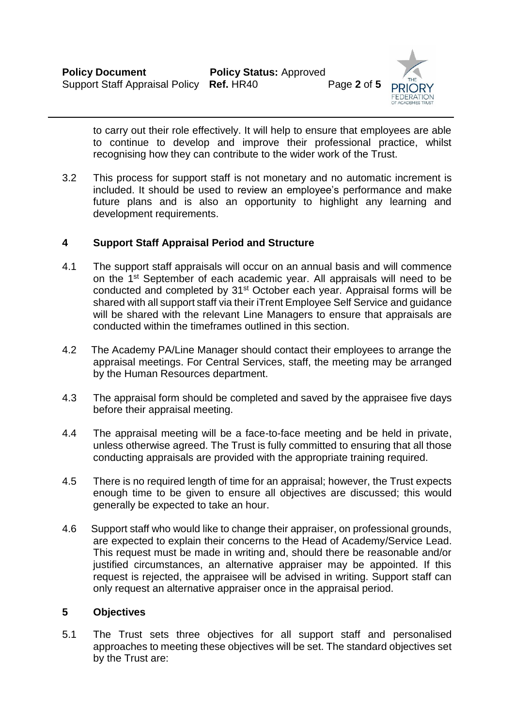to carry out their role effectively. It will help to ensure that employees are able to continue to develop and improve their professional practice, whilst recognising how they can contribute to the wider work of the Trust.

3.2 This process for support staff is not monetary and no automatic increment is included. It should be used to review an employee's performance and make future plans and is also an opportunity to highlight any learning and development requirements.

## 4 Support Staff Appraisal Period and Structure

4.1 The support staff appraisals will occur on an annual basis and will commence on the 1st September of each academic year. All appraisals will need to be conducted and completed by 31st October each year. Appraisal forms will be shared with all support staff via their iTrent Employee Self Service and guidance will be shared with the relevant Line Managers to ensure that appraisals are conducted within the timeframes outlined in this section.

4.2 The Academy PA/Line Manager should contact their employees to arrange the appraisal meetings. For Central Services, staff, the meeting may be arranged by the Human Resources department.

4.3 The appraisal form should be completed and saved by the appraisee five days before their appraisal meeting.

4.4 The appraisal meeting will be a face-to-face meeting and be held in private, unless otherwise agreed. The Trust is fully committed to ensuring that all those conducting appraisals are provided with the appropriate training required.

4.5 There is no required length of time for an appraisal; however, the Trust expects enough time to be given to ensure all objectives are discussed; this would generally be expected to take an hour.

4.6 Support staff who would like to change their appraiser, on professional grounds, are expected to explain their concerns to the Head of Academy/Service Lead. This request must be made in writing and, should there be reasonable and/or justified circumstances, an alternative appraiser may be appointed. If this request is rejected, the appraisee will be advised in writing. Support staff can only request an alternative appraiser once in the appraisal period.

## 5 Objectives

5.1 The Trust sets three objectives for all support staff and personalised approaches to meeting these objectives will be set. The standard objectives set by the Trust are: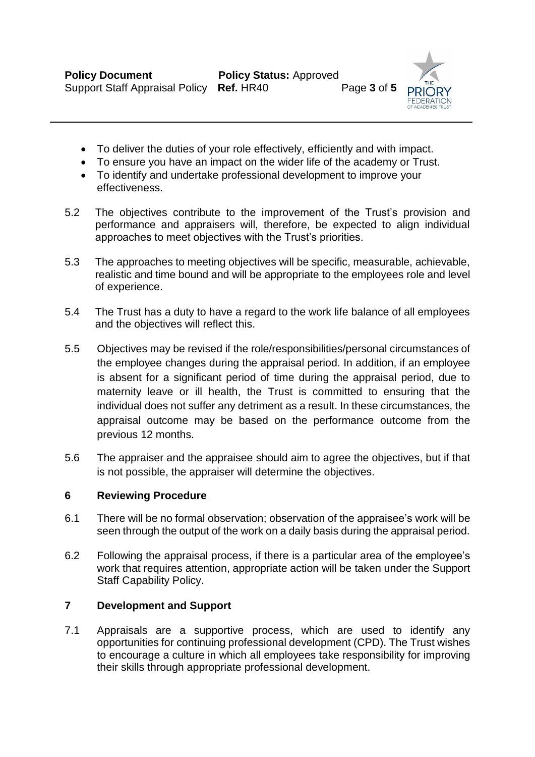- To deliver the duties of your role effectively, efficiently and with impact.
- To ensure you have an impact on the wider life of the academy or Trust.
- To identify and undertake professional development to improve your effectiveness.

5.2 The objectives contribute to the improvement of the Trust's provision and performance and appraisers will, therefore, be expected to align individual approaches to meet objectives with the Trust's priorities.

5.3 The approaches to meeting objectives will be specific, measurable, achievable, realistic and time bound and will be appropriate to the employees role and level of experience.

5.4 The Trust has a duty to have a regard to the work life balance of all employees and the objectives will reflect this.

5.5 Objectives may be revised if the role/responsibilities/personal circumstances of the employee changes during the appraisal period. In addition, if an employee is absent for a significant period of time during the appraisal period, due to maternity leave or ill health, the Trust is committed to ensuring that the individual does not suffer any detriment as a result. In these circumstances, the appraisal outcome may be based on the performance outcome from the previous 12 months.

5.6 The appraiser and the appraisee should aim to agree the objectives, but if that is not possible, the appraiser will determine the objectives.

## 6 Reviewing Procedure

6.1 There will be no formal observation; observation of the appraisee's work will be seen through the output of the work on a daily basis during the appraisal period.

6.2 Following the appraisal process, if there is a particular area of the employee's work that requires attention, appropriate action will be taken under the Support Staff Capability Policy.

## 7 Development and Support

7.1 Appraisals are a supportive process, which are used to identify any opportunities for continuing professional development (CPD). The Trust wishes to encourage a culture in which all employees take responsibility for improving their skills through appropriate professional development.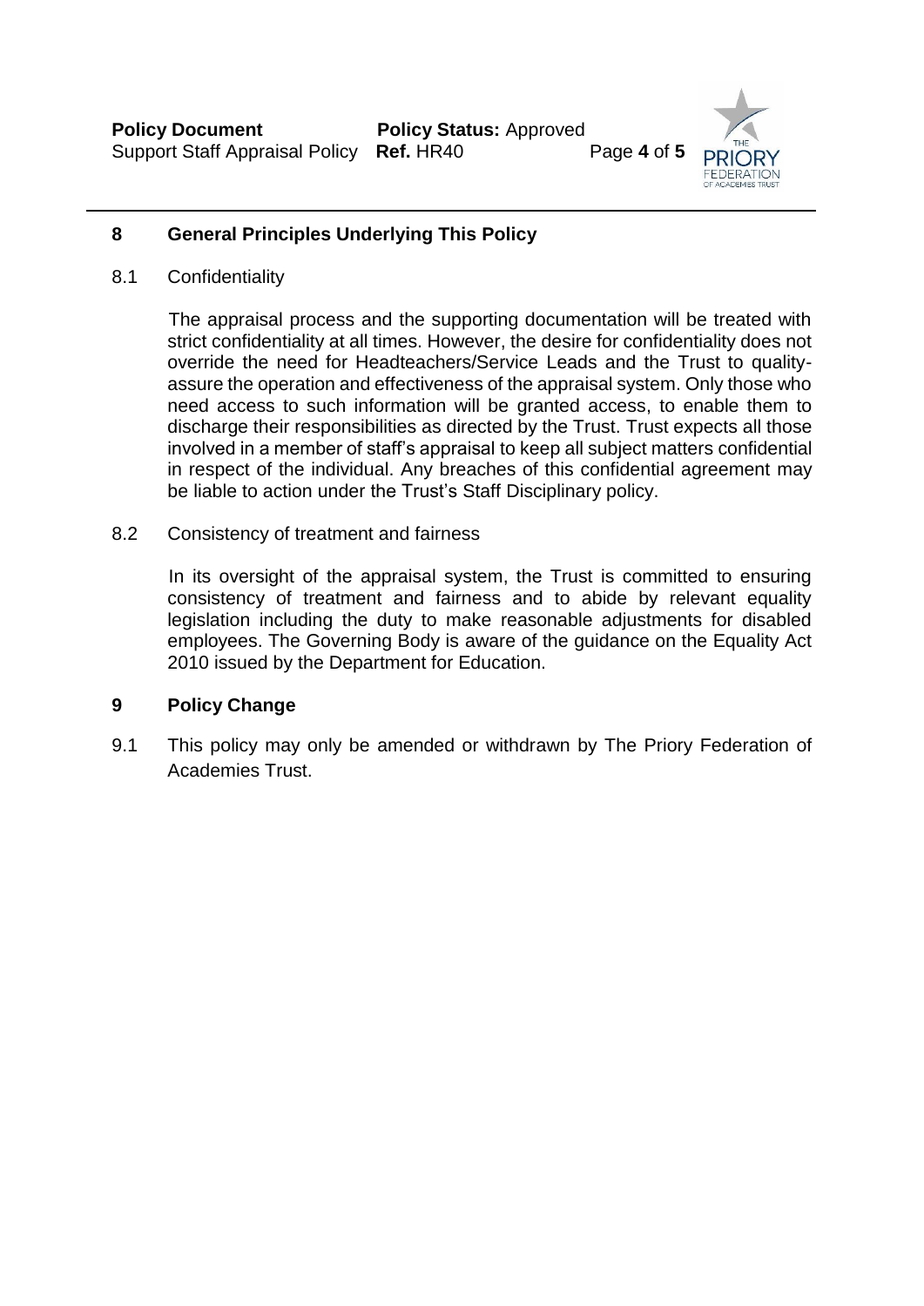## 8 General Principles Underlying This Policy

8.1 Confidentiality

The appraisal process and the supporting documentation will be treated with strict confidentiality at all times. However, the desire for confidentiality does not override the need for Headteachers/Service Leads and the Trust to quality-assure the operation and effectiveness of the appraisal system. Only those who need access to such information will be granted access, to enable them to discharge their responsibilities as directed by the Trust. Trust expects all those involved in a member of staff's appraisal to keep all subject matters confidential in respect of the individual. Any breaches of this confidential agreement may be liable to action under the Trust's Staff Disciplinary policy.

8.2 Consistency of treatment and fairness

In its oversight of the appraisal system, the Trust is committed to ensuring consistency of treatment and fairness and to abide by relevant equality legislation including the duty to make reasonable adjustments for disabled employees. The Governing Body is aware of the guidance on the Equality Act 2010 issued by the Department for Education.

## 9 Policy Change

9.1 This policy may only be amended or withdrawn by The Priory Federation of Academies Trust.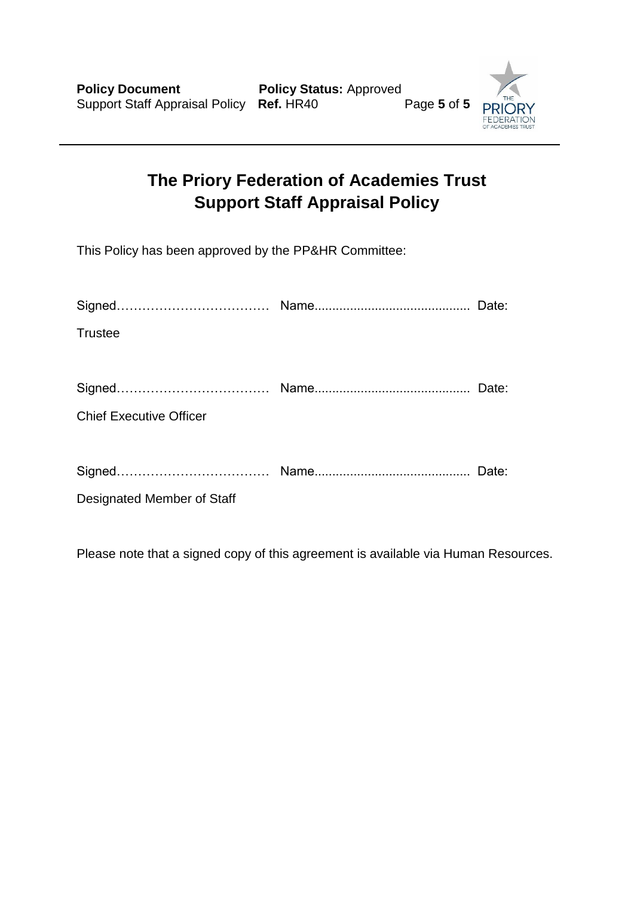# The Priory Federation of Academies Trust
# Support Staff Appraisal Policy

This Policy has been approved by the PP&HR Committee:

Signed……………………………… Name........................................... Date:

Trustee

Signed……………………………… Name........................................... Date:

Chief Executive Officer

Signed……………………………… Name........................................... Date:

Designated Member of Staff

Please note that a signed copy of this agreement is available via Human Resources.